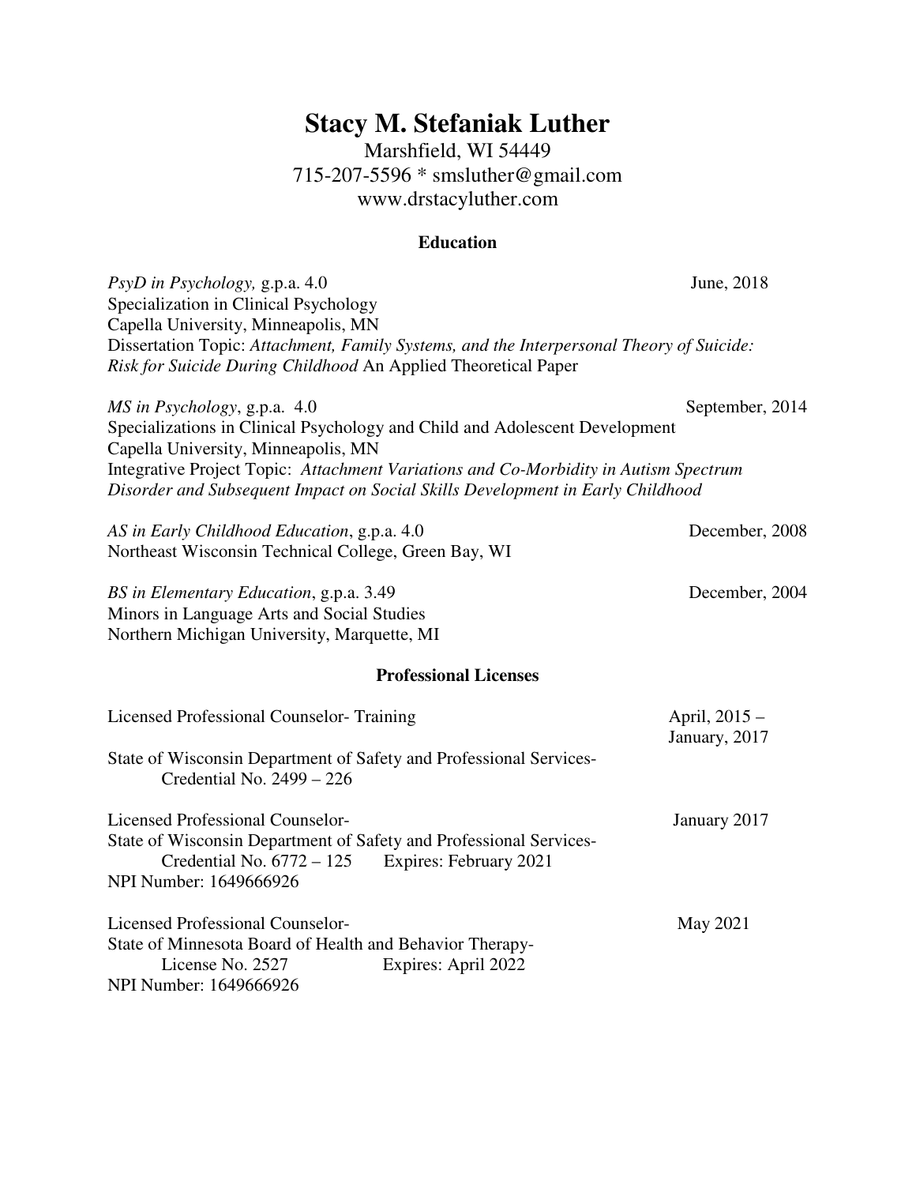# Stacy M. Stefaniak Luther

Marshfield, WI 54449
715-207-5596 * smsluther@gmail.com
www.drstacyluther.com

## Education

*PsyD in Psychology,* g.p.a. 4.0 — June, 2018
Specialization in Clinical Psychology
Capella University, Minneapolis, MN
Dissertation Topic: *Attachment, Family Systems, and the Interpersonal Theory of Suicide: Risk for Suicide During Childhood* An Applied Theoretical Paper

*MS in Psychology*, g.p.a. 4.0 — September, 2014
Specializations in Clinical Psychology and Child and Adolescent Development
Capella University, Minneapolis, MN
Integrative Project Topic: *Attachment Variations and Co-Morbidity in Autism Spectrum Disorder and Subsequent Impact on Social Skills Development in Early Childhood*

*AS in Early Childhood Education*, g.p.a. 4.0 — December, 2008
Northeast Wisconsin Technical College, Green Bay, WI

*BS in Elementary Education*, g.p.a. 3.49 — December, 2004
Minors in Language Arts and Social Studies
Northern Michigan University, Marquette, MI

## Professional Licenses

Licensed Professional Counselor- Training — April, 2015 – January, 2017
State of Wisconsin Department of Safety and Professional Services-
Credential No. 2499 – 226

Licensed Professional Counselor- — January 2017
State of Wisconsin Department of Safety and Professional Services-
Credential No. 6772 – 125 Expires: February 2021
NPI Number: 1649666926

Licensed Professional Counselor- — May 2021
State of Minnesota Board of Health and Behavior Therapy-
License No. 2527 Expires: April 2022
NPI Number: 1649666926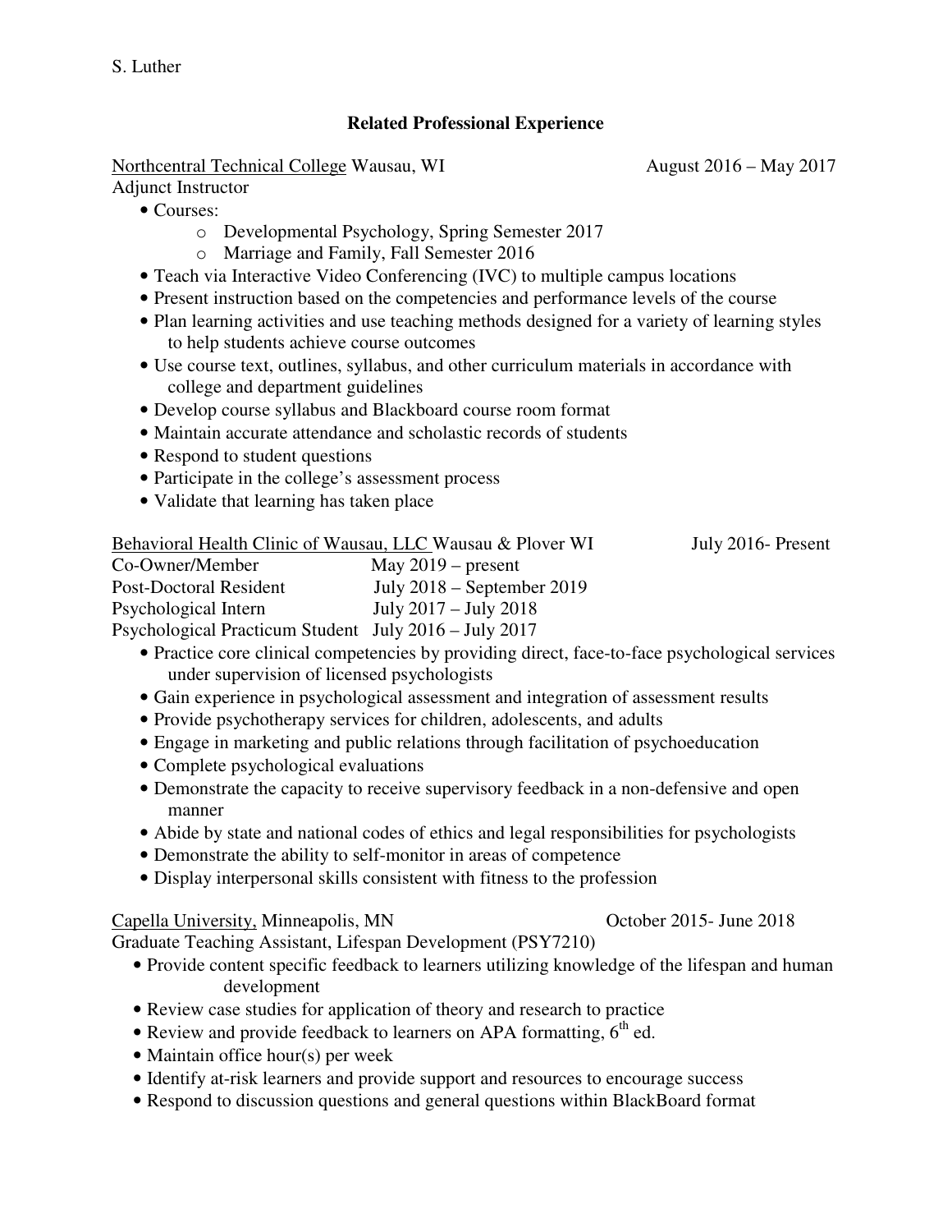## Related Professional Experience

Northcentral Technical College Wausau, WI August 2016 – May 2017

Adjunct Instructor

- Courses:
  - Developmental Psychology, Spring Semester 2017
  - Marriage and Family, Fall Semester 2016
- Teach via Interactive Video Conferencing (IVC) to multiple campus locations
- Present instruction based on the competencies and performance levels of the course
- Plan learning activities and use teaching methods designed for a variety of learning styles to help students achieve course outcomes
- Use course text, outlines, syllabus, and other curriculum materials in accordance with college and department guidelines
- Develop course syllabus and Blackboard course room format
- Maintain accurate attendance and scholastic records of students
- Respond to student questions
- Participate in the college's assessment process
- Validate that learning has taken place

Behavioral Health Clinic of Wausau, LLC Wausau & Plover WI July 2016- Present

Co-Owner/Member May 2019 – present

Post-Doctoral Resident July 2018 – September 2019

Psychological Intern July 2017 – July 2018

Psychological Practicum Student July 2016 – July 2017

- Practice core clinical competencies by providing direct, face-to-face psychological services under supervision of licensed psychologists
- Gain experience in psychological assessment and integration of assessment results
- Provide psychotherapy services for children, adolescents, and adults
- Engage in marketing and public relations through facilitation of psychoeducation
- Complete psychological evaluations
- Demonstrate the capacity to receive supervisory feedback in a non-defensive and open manner
- Abide by state and national codes of ethics and legal responsibilities for psychologists
- Demonstrate the ability to self-monitor in areas of competence
- Display interpersonal skills consistent with fitness to the profession

Capella University, Minneapolis, MN October 2015- June 2018

Graduate Teaching Assistant, Lifespan Development (PSY7210)

- Provide content specific feedback to learners utilizing knowledge of the lifespan and human development
- Review case studies for application of theory and research to practice
- Review and provide feedback to learners on APA formatting, 6th ed.
- Maintain office hour(s) per week
- Identify at-risk learners and provide support and resources to encourage success
- Respond to discussion questions and general questions within BlackBoard format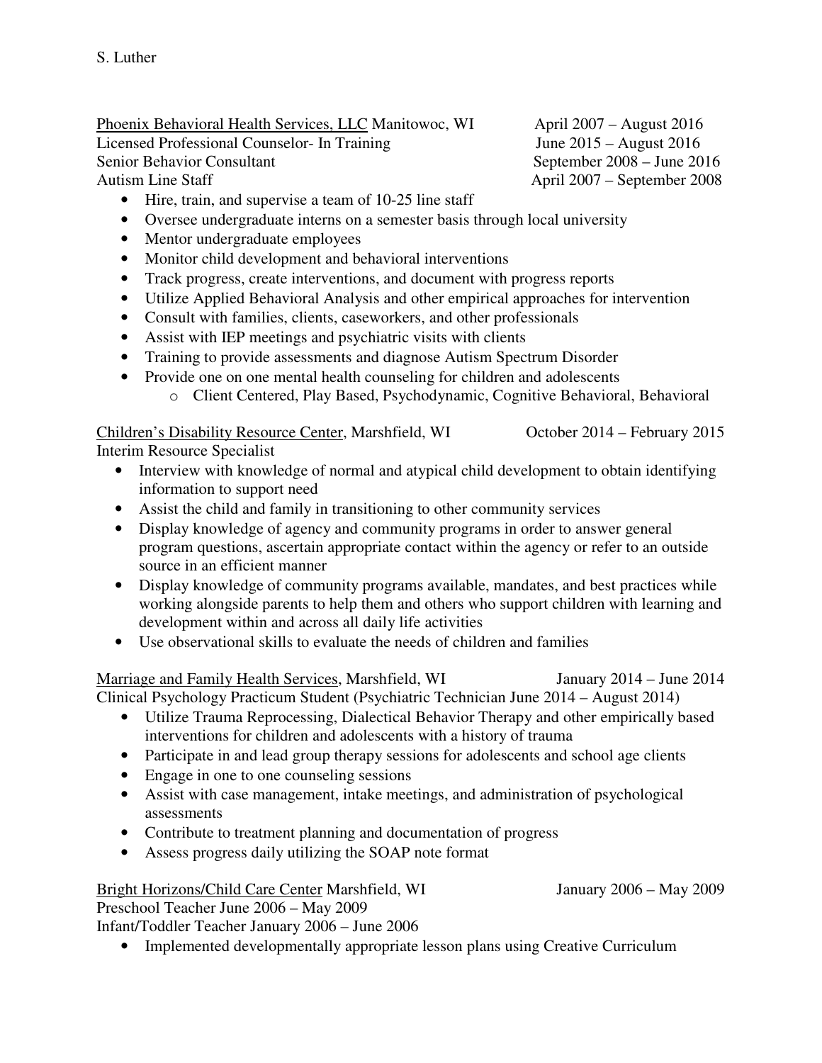Phoenix Behavioral Health Services, LLC Manitowoc, WI April 2007 – August 2016
Licensed Professional Counselor- In Training June 2015 – August 2016
Senior Behavior Consultant September 2008 – June 2016
Autism Line Staff April 2007 – September 2008

- Hire, train, and supervise a team of 10-25 line staff
- Oversee undergraduate interns on a semester basis through local university
- Mentor undergraduate employees
- Monitor child development and behavioral interventions
- Track progress, create interventions, and document with progress reports
- Utilize Applied Behavioral Analysis and other empirical approaches for intervention
- Consult with families, clients, caseworkers, and other professionals
- Assist with IEP meetings and psychiatric visits with clients
- Training to provide assessments and diagnose Autism Spectrum Disorder
- Provide one on one mental health counseling for children and adolescents
  - Client Centered, Play Based, Psychodynamic, Cognitive Behavioral, Behavioral

Children's Disability Resource Center, Marshfield, WI October 2014 – February 2015
Interim Resource Specialist

- Interview with knowledge of normal and atypical child development to obtain identifying information to support need
- Assist the child and family in transitioning to other community services
- Display knowledge of agency and community programs in order to answer general program questions, ascertain appropriate contact within the agency or refer to an outside source in an efficient manner
- Display knowledge of community programs available, mandates, and best practices while working alongside parents to help them and others who support children with learning and development within and across all daily life activities
- Use observational skills to evaluate the needs of children and families

Marriage and Family Health Services, Marshfield, WI January 2014 – June 2014
Clinical Psychology Practicum Student (Psychiatric Technician June 2014 – August 2014)

- Utilize Trauma Reprocessing, Dialectical Behavior Therapy and other empirically based interventions for children and adolescents with a history of trauma
- Participate in and lead group therapy sessions for adolescents and school age clients
- Engage in one to one counseling sessions
- Assist with case management, intake meetings, and administration of psychological assessments
- Contribute to treatment planning and documentation of progress
- Assess progress daily utilizing the SOAP note format

Bright Horizons/Child Care Center Marshfield, WI January 2006 – May 2009
Preschool Teacher June 2006 – May 2009
Infant/Toddler Teacher January 2006 – June 2006

- Implemented developmentally appropriate lesson plans using Creative Curriculum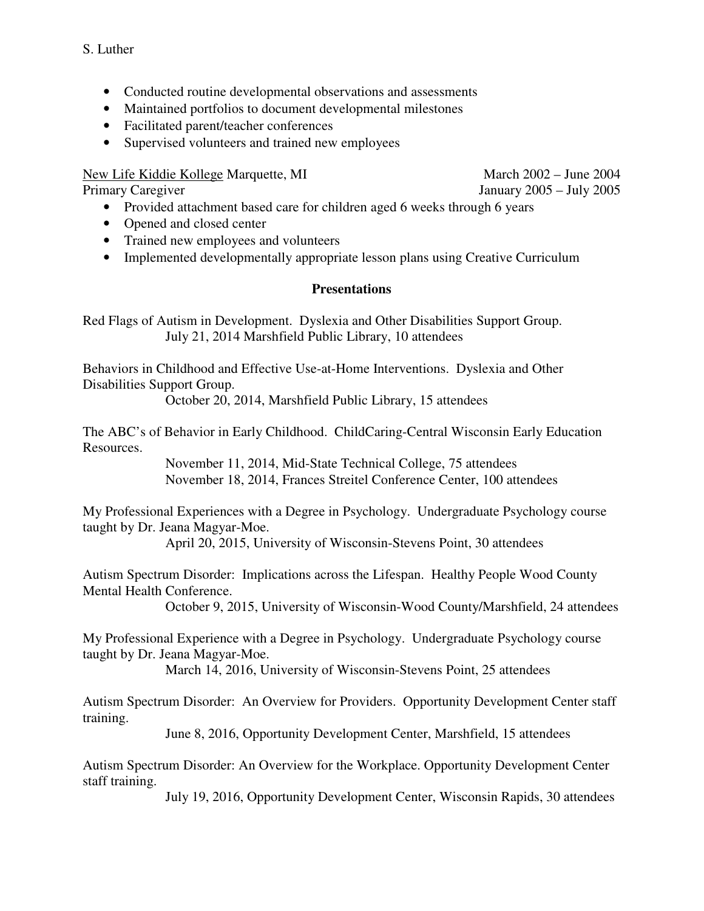- Conducted routine developmental observations and assessments
- Maintained portfolios to document developmental milestones
- Facilitated parent/teacher conferences
- Supervised volunteers and trained new employees

New Life Kiddie Kollege Marquette, MI — March 2002 – June 2004
Primary Caregiver — January 2005 – July 2005

- Provided attachment based care for children aged 6 weeks through 6 years
- Opened and closed center
- Trained new employees and volunteers
- Implemented developmentally appropriate lesson plans using Creative Curriculum

## Presentations

Red Flags of Autism in Development. Dyslexia and Other Disabilities Support Group.
July 21, 2014 Marshfield Public Library, 10 attendees

Behaviors in Childhood and Effective Use-at-Home Interventions. Dyslexia and Other Disabilities Support Group.
October 20, 2014, Marshfield Public Library, 15 attendees

The ABC's of Behavior in Early Childhood. ChildCaring-Central Wisconsin Early Education Resources.
November 11, 2014, Mid-State Technical College, 75 attendees
November 18, 2014, Frances Streitel Conference Center, 100 attendees

My Professional Experiences with a Degree in Psychology. Undergraduate Psychology course taught by Dr. Jeana Magyar-Moe.
April 20, 2015, University of Wisconsin-Stevens Point, 30 attendees

Autism Spectrum Disorder: Implications across the Lifespan. Healthy People Wood County Mental Health Conference.
October 9, 2015, University of Wisconsin-Wood County/Marshfield, 24 attendees

My Professional Experience with a Degree in Psychology. Undergraduate Psychology course taught by Dr. Jeana Magyar-Moe.
March 14, 2016, University of Wisconsin-Stevens Point, 25 attendees

Autism Spectrum Disorder: An Overview for Providers. Opportunity Development Center staff training.
June 8, 2016, Opportunity Development Center, Marshfield, 15 attendees

Autism Spectrum Disorder: An Overview for the Workplace. Opportunity Development Center staff training.
July 19, 2016, Opportunity Development Center, Wisconsin Rapids, 30 attendees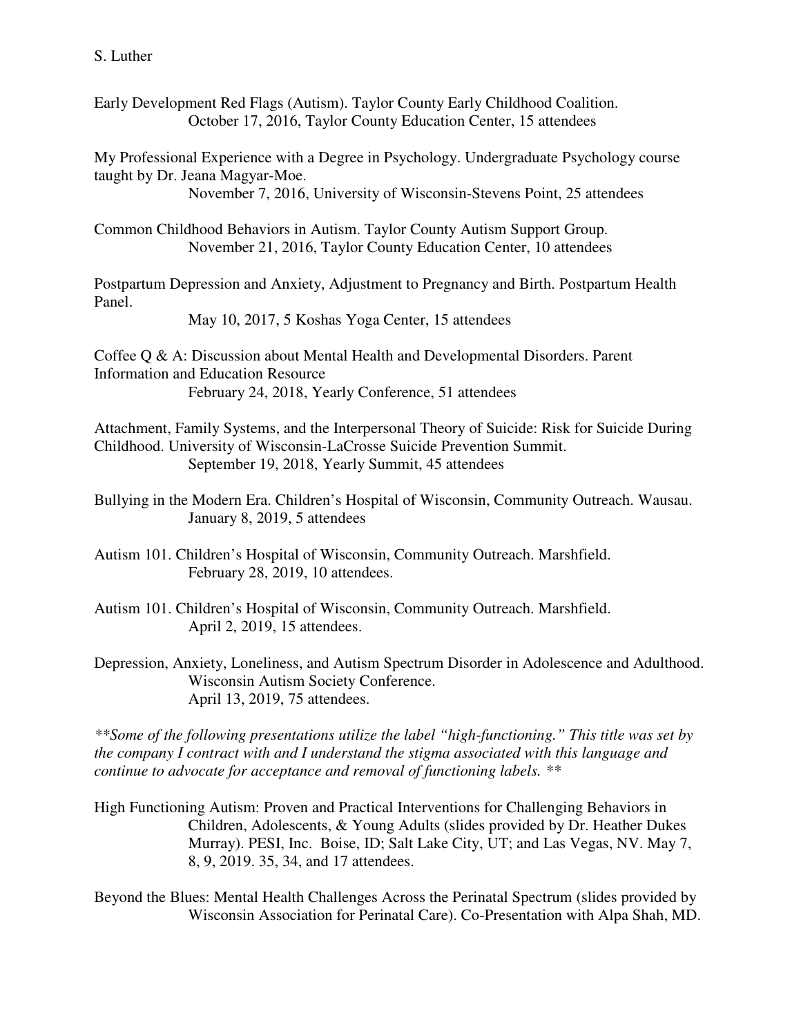Early Development Red Flags (Autism). Taylor County Early Childhood Coalition.
October 17, 2016, Taylor County Education Center, 15 attendees

My Professional Experience with a Degree in Psychology. Undergraduate Psychology course taught by Dr. Jeana Magyar-Moe.
November 7, 2016, University of Wisconsin-Stevens Point, 25 attendees

Common Childhood Behaviors in Autism. Taylor County Autism Support Group.
November 21, 2016, Taylor County Education Center, 10 attendees

Postpartum Depression and Anxiety, Adjustment to Pregnancy and Birth. Postpartum Health Panel.
May 10, 2017, 5 Koshas Yoga Center, 15 attendees

Coffee Q & A: Discussion about Mental Health and Developmental Disorders. Parent Information and Education Resource
February 24, 2018, Yearly Conference, 51 attendees

Attachment, Family Systems, and the Interpersonal Theory of Suicide: Risk for Suicide During Childhood. University of Wisconsin-LaCrosse Suicide Prevention Summit.
September 19, 2018, Yearly Summit, 45 attendees

Bullying in the Modern Era. Children's Hospital of Wisconsin, Community Outreach. Wausau.
January 8, 2019, 5 attendees

Autism 101. Children's Hospital of Wisconsin, Community Outreach. Marshfield.
February 28, 2019, 10 attendees.

Autism 101. Children's Hospital of Wisconsin, Community Outreach. Marshfield.
April 2, 2019, 15 attendees.

Depression, Anxiety, Loneliness, and Autism Spectrum Disorder in Adolescence and Adulthood.
Wisconsin Autism Society Conference.
April 13, 2019, 75 attendees.

*\*\*Some of the following presentations utilize the label "high-functioning." This title was set by the company I contract with and I understand the stigma associated with this language and continue to advocate for acceptance and removal of functioning labels. \*\**

High Functioning Autism: Proven and Practical Interventions for Challenging Behaviors in Children, Adolescents, & Young Adults (slides provided by Dr. Heather Dukes Murray). PESI, Inc. Boise, ID; Salt Lake City, UT; and Las Vegas, NV. May 7, 8, 9, 2019. 35, 34, and 17 attendees.

Beyond the Blues: Mental Health Challenges Across the Perinatal Spectrum (slides provided by Wisconsin Association for Perinatal Care). Co-Presentation with Alpa Shah, MD.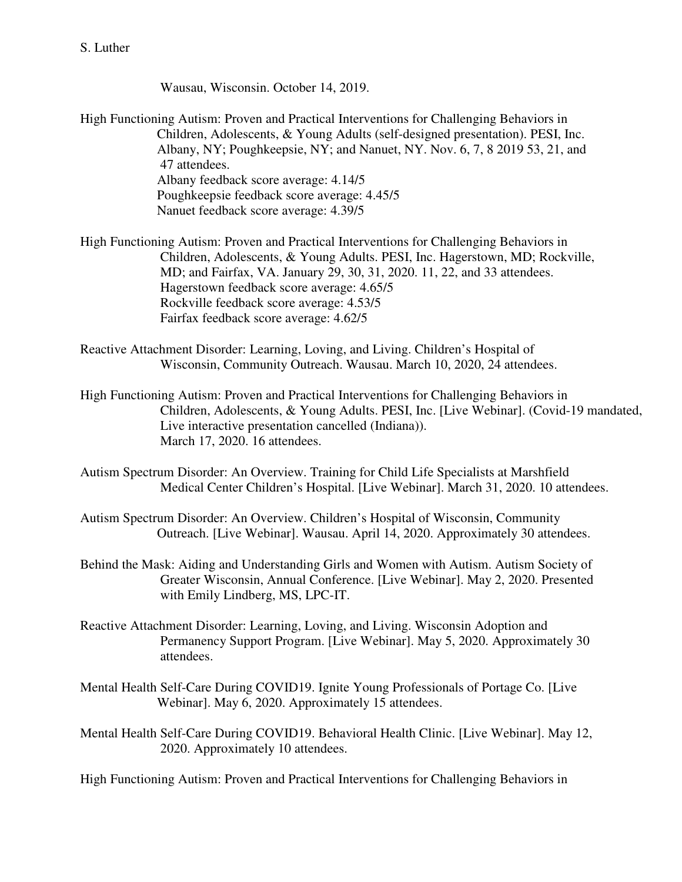Wausau, Wisconsin. October 14, 2019.

High Functioning Autism: Proven and Practical Interventions for Challenging Behaviors in Children, Adolescents, & Young Adults (self-designed presentation). PESI, Inc. Albany, NY; Poughkeepsie, NY; and Nanuet, NY. Nov. 6, 7, 8 2019 53, 21, and 47 attendees.
Albany feedback score average: 4.14/5
Poughkeepsie feedback score average: 4.45/5
Nanuet feedback score average: 4.39/5

High Functioning Autism: Proven and Practical Interventions for Challenging Behaviors in Children, Adolescents, & Young Adults. PESI, Inc. Hagerstown, MD; Rockville, MD; and Fairfax, VA. January 29, 30, 31, 2020. 11, 22, and 33 attendees.
Hagerstown feedback score average: 4.65/5
Rockville feedback score average: 4.53/5
Fairfax feedback score average: 4.62/5

Reactive Attachment Disorder: Learning, Loving, and Living. Children's Hospital of Wisconsin, Community Outreach. Wausau. March 10, 2020, 24 attendees.

High Functioning Autism: Proven and Practical Interventions for Challenging Behaviors in Children, Adolescents, & Young Adults. PESI, Inc. [Live Webinar]. (Covid-19 mandated, Live interactive presentation cancelled (Indiana)). March 17, 2020. 16 attendees.

Autism Spectrum Disorder: An Overview. Training for Child Life Specialists at Marshfield Medical Center Children's Hospital. [Live Webinar]. March 31, 2020. 10 attendees.

Autism Spectrum Disorder: An Overview. Children's Hospital of Wisconsin, Community Outreach. [Live Webinar]. Wausau. April 14, 2020. Approximately 30 attendees.

Behind the Mask: Aiding and Understanding Girls and Women with Autism. Autism Society of Greater Wisconsin, Annual Conference. [Live Webinar]. May 2, 2020. Presented with Emily Lindberg, MS, LPC-IT.

Reactive Attachment Disorder: Learning, Loving, and Living. Wisconsin Adoption and Permanency Support Program. [Live Webinar]. May 5, 2020. Approximately 30 attendees.

Mental Health Self-Care During COVID19. Ignite Young Professionals of Portage Co. [Live Webinar]. May 6, 2020. Approximately 15 attendees.

Mental Health Self-Care During COVID19. Behavioral Health Clinic. [Live Webinar]. May 12, 2020. Approximately 10 attendees.

High Functioning Autism: Proven and Practical Interventions for Challenging Behaviors in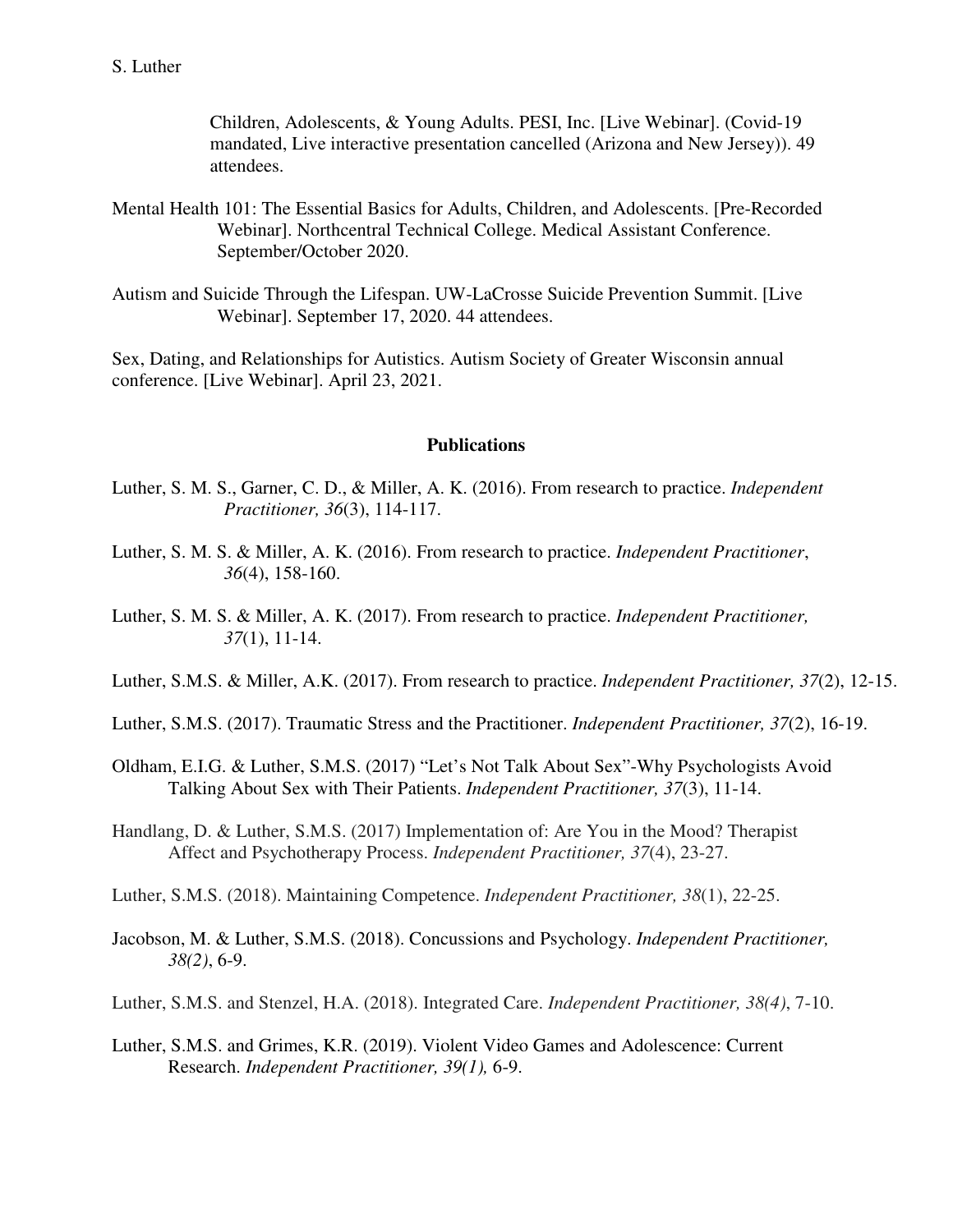Children, Adolescents, & Young Adults. PESI, Inc. [Live Webinar]. (Covid-19 mandated, Live interactive presentation cancelled (Arizona and New Jersey)). 49 attendees.

Mental Health 101: The Essential Basics for Adults, Children, and Adolescents. [Pre-Recorded Webinar]. Northcentral Technical College. Medical Assistant Conference. September/October 2020.

Autism and Suicide Through the Lifespan. UW-LaCrosse Suicide Prevention Summit. [Live Webinar]. September 17, 2020. 44 attendees.

Sex, Dating, and Relationships for Autistics. Autism Society of Greater Wisconsin annual conference. [Live Webinar]. April 23, 2021.

## Publications

Luther, S. M. S., Garner, C. D., & Miller, A. K. (2016). From research to practice. *Independent Practitioner, 36*(3), 114-117.

Luther, S. M. S. & Miller, A. K. (2016). From research to practice. *Independent Practitioner*, *36*(4), 158-160.

Luther, S. M. S. & Miller, A. K. (2017). From research to practice. *Independent Practitioner, 37*(1), 11-14.

Luther, S.M.S. & Miller, A.K. (2017). From research to practice. *Independent Practitioner, 37*(2), 12-15.

Luther, S.M.S. (2017). Traumatic Stress and the Practitioner. *Independent Practitioner, 37*(2), 16-19.

Oldham, E.I.G. & Luther, S.M.S. (2017) "Let's Not Talk About Sex"-Why Psychologists Avoid Talking About Sex with Their Patients. *Independent Practitioner, 37*(3), 11-14.

Handlang, D. & Luther, S.M.S. (2017) Implementation of: Are You in the Mood? Therapist Affect and Psychotherapy Process. *Independent Practitioner, 37*(4), 23-27.

Luther, S.M.S. (2018). Maintaining Competence. *Independent Practitioner, 38*(1), 22-25.

Jacobson, M. & Luther, S.M.S. (2018). Concussions and Psychology. *Independent Practitioner, 38(2)*, 6-9.

Luther, S.M.S. and Stenzel, H.A. (2018). Integrated Care. *Independent Practitioner, 38(4)*, 7-10.

Luther, S.M.S. and Grimes, K.R. (2019). Violent Video Games and Adolescence: Current Research. *Independent Practitioner, 39(1),* 6-9.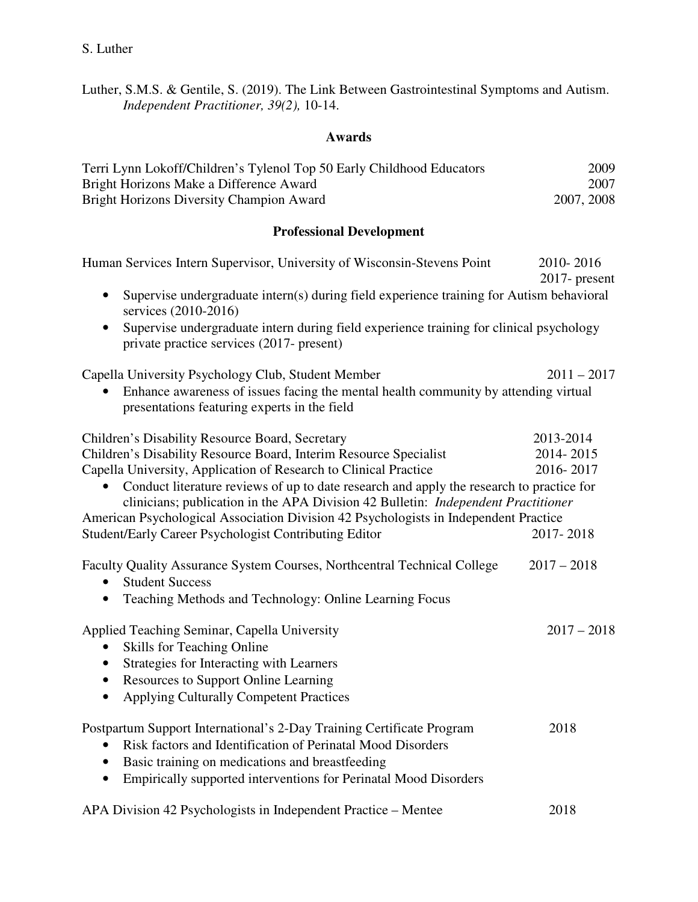Luther, S.M.S. & Gentile, S. (2019). The Link Between Gastrointestinal Symptoms and Autism. *Independent Practitioner, 39(2),* 10-14.

## Awards

Terri Lynn Lokoff/Children's Tylenol Top 50 Early Childhood Educators — 2009
Bright Horizons Make a Difference Award — 2007
Bright Horizons Diversity Champion Award — 2007, 2008

## Professional Development

Human Services Intern Supervisor, University of Wisconsin-Stevens Point — 2010- 2016, 2017- present

- Supervise undergraduate intern(s) during field experience training for Autism behavioral services (2010-2016)
- Supervise undergraduate intern during field experience training for clinical psychology private practice services (2017- present)

Capella University Psychology Club, Student Member — 2011 – 2017

- Enhance awareness of issues facing the mental health community by attending virtual presentations featuring experts in the field

Children's Disability Resource Board, Secretary — 2013-2014
Children's Disability Resource Board, Interim Resource Specialist — 2014- 2015
Capella University, Application of Research to Clinical Practice — 2016- 2017

- Conduct literature reviews of up to date research and apply the research to practice for clinicians; publication in the APA Division 42 Bulletin: *Independent Practitioner*

American Psychological Association Division 42 Psychologists in Independent Practice Student/Early Career Psychologist Contributing Editor — 2017- 2018

Faculty Quality Assurance System Courses, Northcentral Technical College — 2017 – 2018

- Student Success
- Teaching Methods and Technology: Online Learning Focus

Applied Teaching Seminar, Capella University — 2017 – 2018

- Skills for Teaching Online
- Strategies for Interacting with Learners
- Resources to Support Online Learning
- Applying Culturally Competent Practices

Postpartum Support International's 2-Day Training Certificate Program — 2018

- Risk factors and Identification of Perinatal Mood Disorders
- Basic training on medications and breastfeeding
- Empirically supported interventions for Perinatal Mood Disorders

APA Division 42 Psychologists in Independent Practice – Mentee — 2018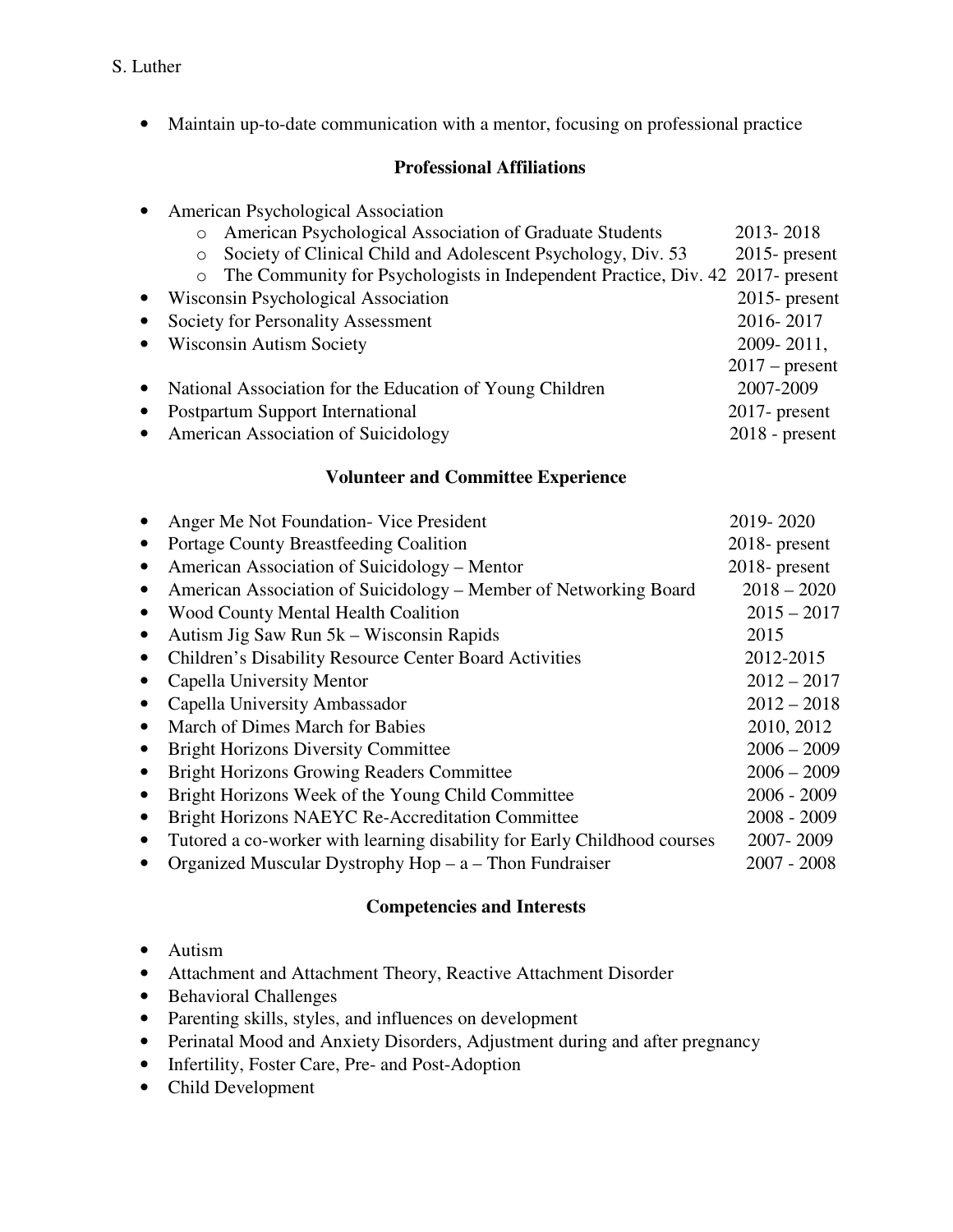- Maintain up-to-date communication with a mentor, focusing on professional practice

## Professional Affiliations

- American Psychological Association
  - American Psychological Association of Graduate Students 2013- 2018
  - Society of Clinical Child and Adolescent Psychology, Div. 53 2015- present
  - The Community for Psychologists in Independent Practice, Div. 42 2017- present
- Wisconsin Psychological Association 2015- present
- Society for Personality Assessment 2016- 2017
- Wisconsin Autism Society 2009- 2011, 2017 – present
- National Association for the Education of Young Children 2007-2009
- Postpartum Support International 2017- present
- American Association of Suicidology 2018 - present

## Volunteer and Committee Experience

- Anger Me Not Foundation- Vice President 2019- 2020
- Portage County Breastfeeding Coalition 2018- present
- American Association of Suicidology – Mentor 2018- present
- American Association of Suicidology – Member of Networking Board 2018 – 2020
- Wood County Mental Health Coalition 2015 – 2017
- Autism Jig Saw Run 5k – Wisconsin Rapids 2015
- Children's Disability Resource Center Board Activities 2012-2015
- Capella University Mentor 2012 – 2017
- Capella University Ambassador 2012 – 2018
- March of Dimes March for Babies 2010, 2012
- Bright Horizons Diversity Committee 2006 – 2009
- Bright Horizons Growing Readers Committee 2006 – 2009
- Bright Horizons Week of the Young Child Committee 2006 - 2009
- Bright Horizons NAEYC Re-Accreditation Committee 2008 - 2009
- Tutored a co-worker with learning disability for Early Childhood courses 2007- 2009
- Organized Muscular Dystrophy Hop – a – Thon Fundraiser 2007 - 2008

## Competencies and Interests

- Autism
- Attachment and Attachment Theory, Reactive Attachment Disorder
- Behavioral Challenges
- Parenting skills, styles, and influences on development
- Perinatal Mood and Anxiety Disorders, Adjustment during and after pregnancy
- Infertility, Foster Care, Pre- and Post-Adoption
- Child Development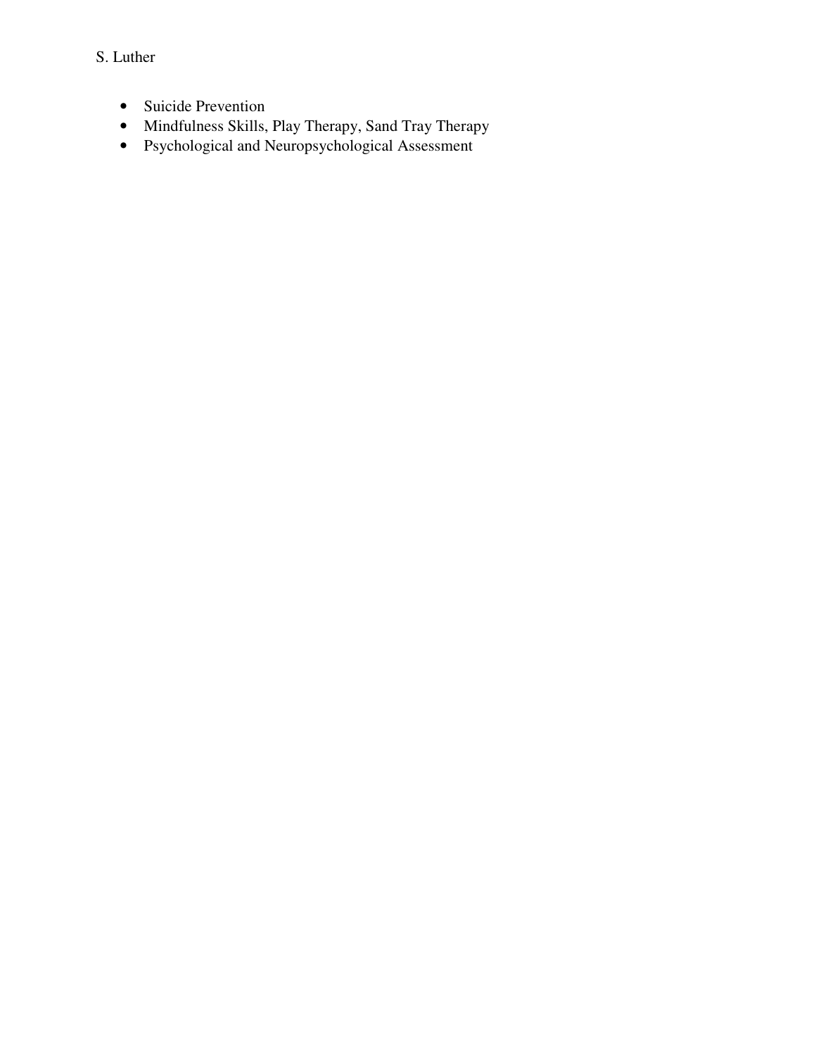- Suicide Prevention
- Mindfulness Skills, Play Therapy, Sand Tray Therapy
- Psychological and Neuropsychological Assessment